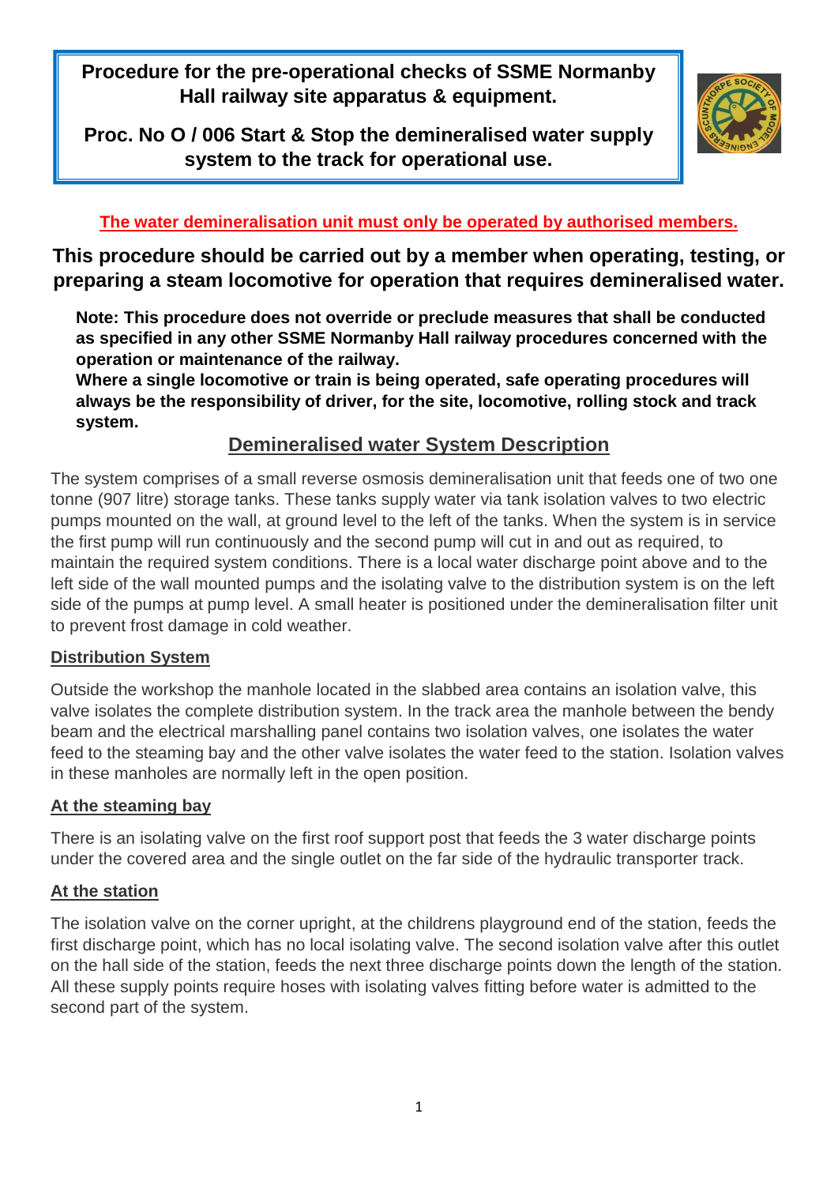# Procedure for the pre-operational checks of SSME Normanby Hall railway site apparatus & equipment.

## Proc. No O / 006 Start & Stop the demineralised water supply system to the track for operational use.

**The water demineralisation unit must only be operated by authorised members.**

**This procedure should be carried out by a member when operating, testing, or preparing a steam locomotive for operation that requires demineralised water.**

**Note: This procedure does not override or preclude measures that shall be conducted as specified in any other SSME Normanby Hall railway procedures concerned with the operation or maintenance of the railway.**
**Where a single locomotive or train is being operated, safe operating procedures will always be the responsibility of driver, for the site, locomotive, rolling stock and track system.**

## Demineralised water System Description

The system comprises of a small reverse osmosis demineralisation unit that feeds one of two one tonne (907 litre) storage tanks. These tanks supply water via tank isolation valves to two electric pumps mounted on the wall, at ground level to the left of the tanks. When the system is in service the first pump will run continuously and the second pump will cut in and out as required, to maintain the required system conditions. There is a local water discharge point above and to the left side of the wall mounted pumps and the isolating valve to the distribution system is on the left side of the pumps at pump level. A small heater is positioned under the demineralisation filter unit to prevent frost damage in cold weather.

### Distribution System

Outside the workshop the manhole located in the slabbed area contains an isolation valve, this valve isolates the complete distribution system. In the track area the manhole between the bendy beam and the electrical marshalling panel contains two isolation valves, one isolates the water feed to the steaming bay and the other valve isolates the water feed to the station. Isolation valves in these manholes are normally left in the open position.

### At the steaming bay

There is an isolating valve on the first roof support post that feeds the 3 water discharge points under the covered area and the single outlet on the far side of the hydraulic transporter track.

### At the station

The isolation valve on the corner upright, at the childrens playground end of the station, feeds the first discharge point, which has no local isolating valve. The second isolation valve after this outlet on the hall side of the station, feeds the next three discharge points down the length of the station. All these supply points require hoses with isolating valves fitting before water is admitted to the second part of the system.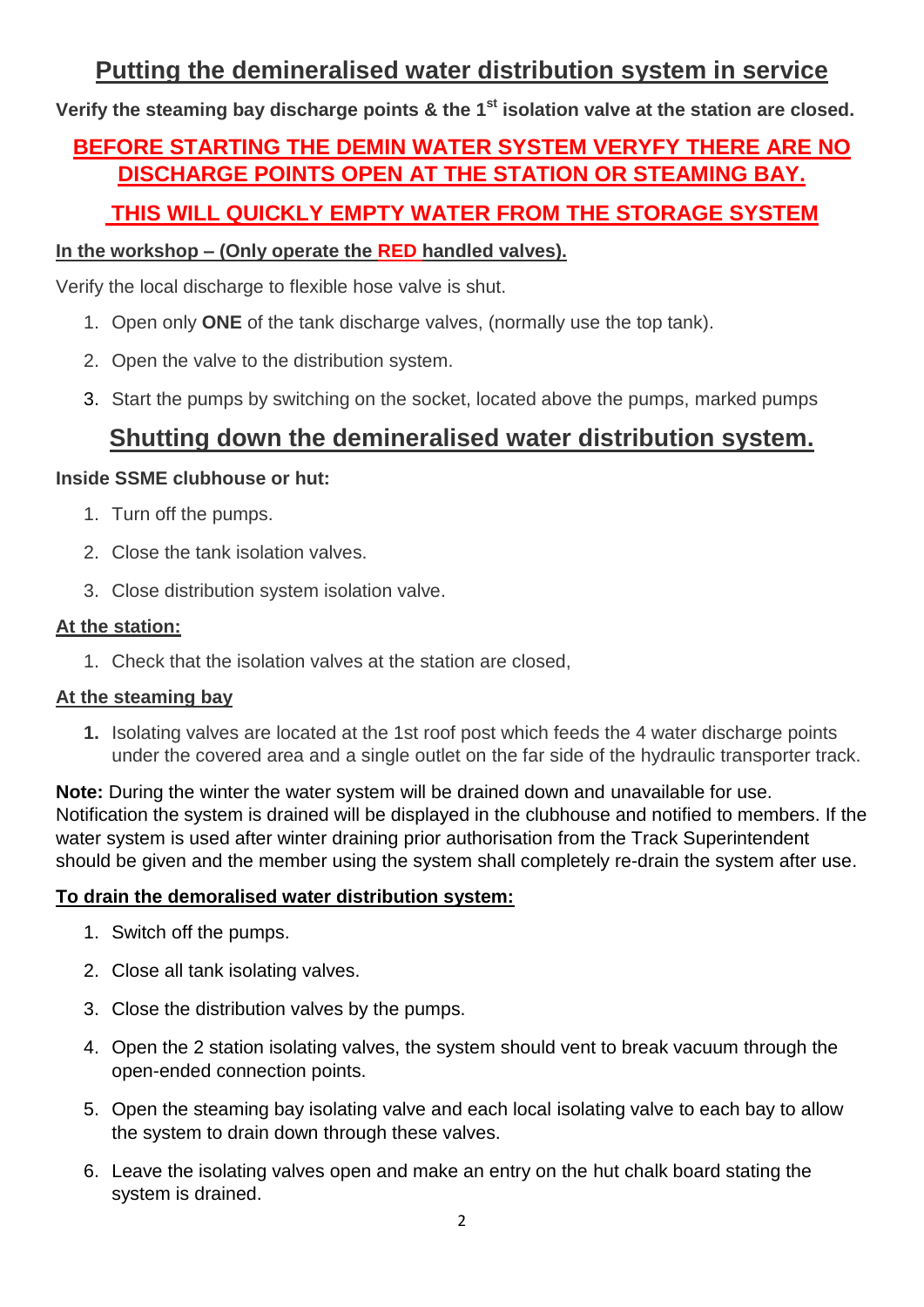## Putting the demineralised water distribution system in service

**Verify the steaming bay discharge points & the 1st isolation valve at the station are closed.**

**BEFORE STARTING THE DEMIN WATER SYSTEM VERYFY THERE ARE NO DISCHARGE POINTS OPEN AT THE STATION OR STEAMING BAY.**

**THIS WILL QUICKLY EMPTY WATER FROM THE STORAGE SYSTEM**

**In the workshop – (Only operate the RED handled valves).**

Verify the local discharge to flexible hose valve is shut.

1. Open only **ONE** of the tank discharge valves, (normally use the top tank).
2. Open the valve to the distribution system.
3. Start the pumps by switching on the socket, located above the pumps, marked pumps

## Shutting down the demineralised water distribution system.

**Inside SSME clubhouse or hut:**

1. Turn off the pumps.
2. Close the tank isolation valves.
3. Close distribution system isolation valve.

**At the station:**

1. Check that the isolation valves at the station are closed,

**At the steaming bay**

1. Isolating valves are located at the 1st roof post which feeds the 4 water discharge points under the covered area and a single outlet on the far side of the hydraulic transporter track.

**Note:** During the winter the water system will be drained down and unavailable for use. Notification the system is drained will be displayed in the clubhouse and notified to members. If the water system is used after winter draining prior authorisation from the Track Superintendent should be given and the member using the system shall completely re-drain the system after use.

**To drain the demoralised water distribution system:**

1. Switch off the pumps.
2. Close all tank isolating valves.
3. Close the distribution valves by the pumps.
4. Open the 2 station isolating valves, the system should vent to break vacuum through the open-ended connection points.
5. Open the steaming bay isolating valve and each local isolating valve to each bay to allow the system to drain down through these valves.
6. Leave the isolating valves open and make an entry on the hut chalk board stating the system is drained.